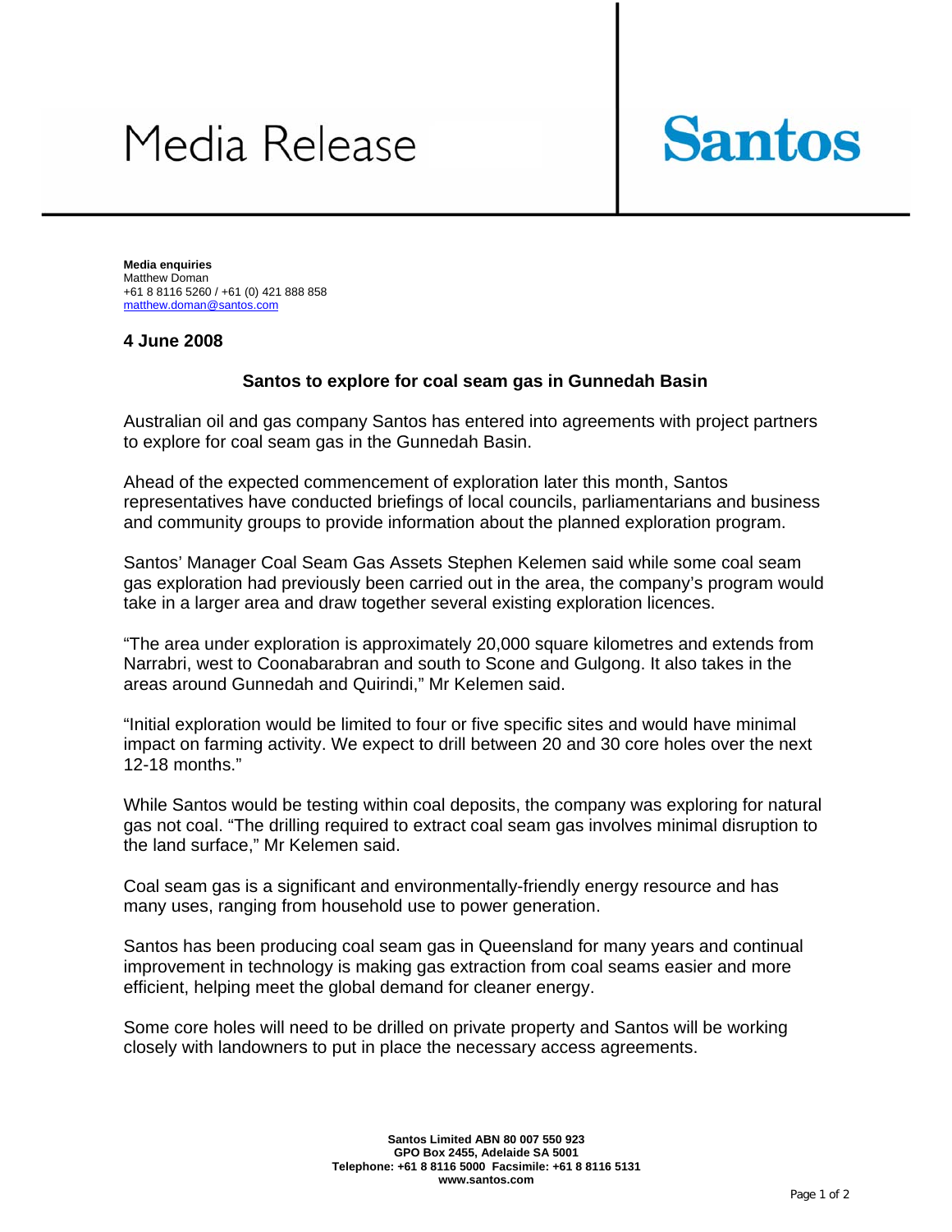# Media Release

**Santos**

**Media enquiries**
Matthew Doman
+61 8 8116 5260 / +61 (0) 421 888 858
matthew.doman@santos.com

**4 June 2008**

## Santos to explore for coal seam gas in Gunnedah Basin

Australian oil and gas company Santos has entered into agreements with project partners to explore for coal seam gas in the Gunnedah Basin.

Ahead of the expected commencement of exploration later this month, Santos representatives have conducted briefings of local councils, parliamentarians and business and community groups to provide information about the planned exploration program.

Santos' Manager Coal Seam Gas Assets Stephen Kelemen said while some coal seam gas exploration had previously been carried out in the area, the company's program would take in a larger area and draw together several existing exploration licences.

"The area under exploration is approximately 20,000 square kilometres and extends from Narrabri, west to Coonabarabran and south to Scone and Gulgong. It also takes in the areas around Gunnedah and Quirindi," Mr Kelemen said.

"Initial exploration would be limited to four or five specific sites and would have minimal impact on farming activity. We expect to drill between 20 and 30 core holes over the next 12-18 months."

While Santos would be testing within coal deposits, the company was exploring for natural gas not coal. "The drilling required to extract coal seam gas involves minimal disruption to the land surface," Mr Kelemen said.

Coal seam gas is a significant and environmentally-friendly energy resource and has many uses, ranging from household use to power generation.

Santos has been producing coal seam gas in Queensland for many years and continual improvement in technology is making gas extraction from coal seams easier and more efficient, helping meet the global demand for cleaner energy.

Some core holes will need to be drilled on private property and Santos will be working closely with landowners to put in place the necessary access agreements.

**Santos Limited ABN 80 007 550 923**
**GPO Box 2455, Adelaide SA 5001**
**Telephone: +61 8 8116 5000 Facsimile: +61 8 8116 5131**
**www.santos.com**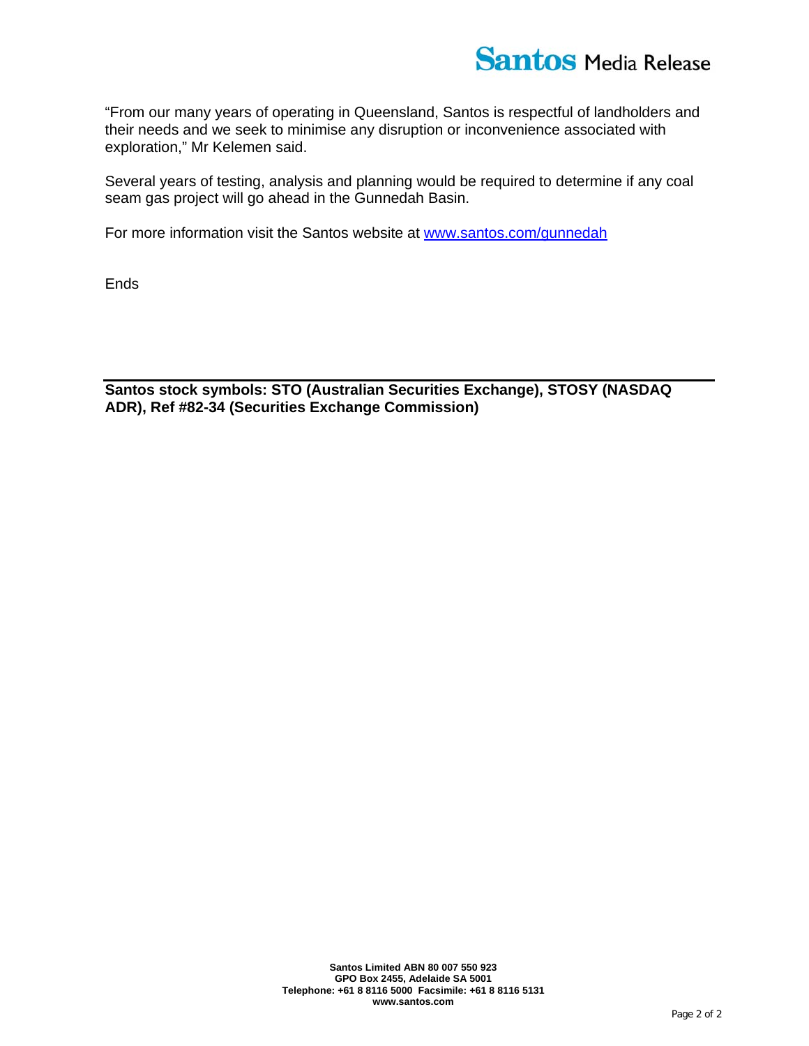"From our many years of operating in Queensland, Santos is respectful of landholders and their needs and we seek to minimise any disruption or inconvenience associated with exploration," Mr Kelemen said.

Several years of testing, analysis and planning would be required to determine if any coal seam gas project will go ahead in the Gunnedah Basin.

For more information visit the Santos website at [www.santos.com/gunnedah](http://www.santos.com/gunnedah)

Ends

---

**Santos stock symbols: STO (Australian Securities Exchange), STOSY (NASDAQ ADR), Ref #82-34 (Securities Exchange Commission)**

**Santos Limited ABN 80 007 550 923**
**GPO Box 2455, Adelaide SA 5001**
**Telephone: +61 8 8116 5000 Facsimile: +61 8 8116 5131**
**www.santos.com**